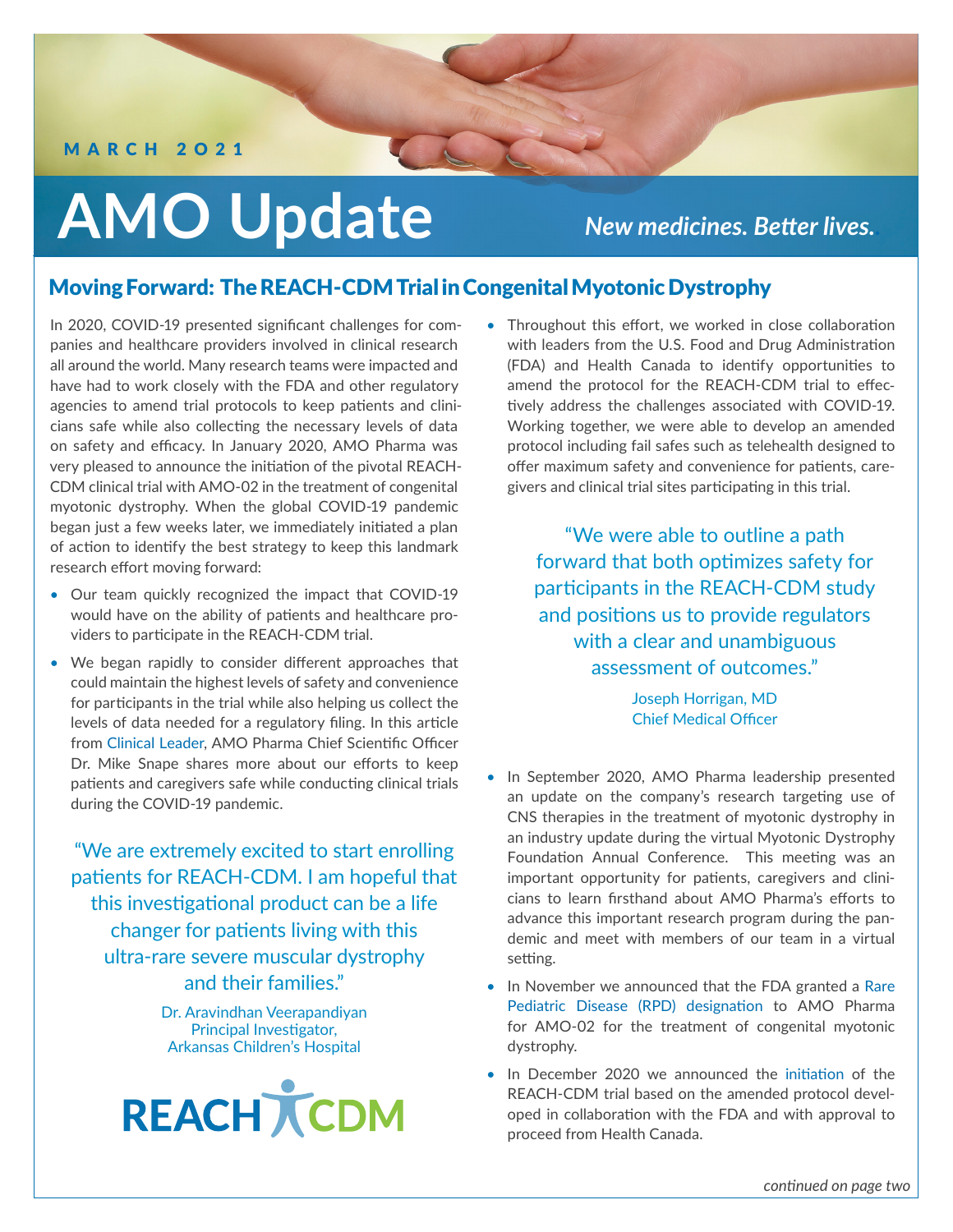MARCH 2021

# AMO Update

*New medicines. Better lives.*

## Moving Forward: The REACH-CDM Trial in Congenital Myotonic Dystrophy

In 2020, COVID-19 presented significant challenges for companies and healthcare providers involved in clinical research all around the world. Many research teams were impacted and have had to work closely with the FDA and other regulatory agencies to amend trial protocols to keep patients and clinicians safe while also collecting the necessary levels of data on safety and efficacy. In January 2020, AMO Pharma was very pleased to announce the initiation of the pivotal REACH-CDM clinical trial with AMO-02 in the treatment of congenital myotonic dystrophy. When the global COVID-19 pandemic began just a few weeks later, we immediately initiated a plan of action to identify the best strategy to keep this landmark research effort moving forward:

- Our team quickly recognized the impact that COVID-19 would have on the ability of patients and healthcare providers to participate in the REACH-CDM trial.
- We began rapidly to consider different approaches that could maintain the highest levels of safety and convenience for participants in the trial while also helping us collect the levels of data needed for a regulatory filing. In this article from Clinical Leader, AMO Pharma Chief Scientific Officer Dr. Mike Snape shares more about our efforts to keep patients and caregivers safe while conducting clinical trials during the COVID-19 pandemic.

> "We are extremely excited to start enrolling patients for REACH-CDM. I am hopeful that this investigational product can be a life changer for patients living with this ultra-rare severe muscular dystrophy and their families."
>
> Dr. Aravindhan Veerapandiyan
> Principal Investigator,
> Arkansas Children's Hospital

REACH CDM

- Throughout this effort, we worked in close collaboration with leaders from the U.S. Food and Drug Administration (FDA) and Health Canada to identify opportunities to amend the protocol for the REACH-CDM trial to effectively address the challenges associated with COVID-19. Working together, we were able to develop an amended protocol including fail safes such as telehealth designed to offer maximum safety and convenience for patients, caregivers and clinical trial sites participating in this trial.

> "We were able to outline a path forward that both optimizes safety for participants in the REACH-CDM study and positions us to provide regulators with a clear and unambiguous assessment of outcomes."
>
> Joseph Horrigan, MD
> Chief Medical Officer

- In September 2020, AMO Pharma leadership presented an update on the company's research targeting use of CNS therapies in the treatment of myotonic dystrophy in an industry update during the virtual Myotonic Dystrophy Foundation Annual Conference. This meeting was an important opportunity for patients, caregivers and clinicians to learn firsthand about AMO Pharma's efforts to advance this important research program during the pandemic and meet with members of our team in a virtual setting.
- In November we announced that the FDA granted a Rare Pediatric Disease (RPD) designation to AMO Pharma for AMO-02 for the treatment of congenital myotonic dystrophy.
- In December 2020 we announced the initiation of the REACH-CDM trial based on the amended protocol developed in collaboration with the FDA and with approval to proceed from Health Canada.

*continued on page two*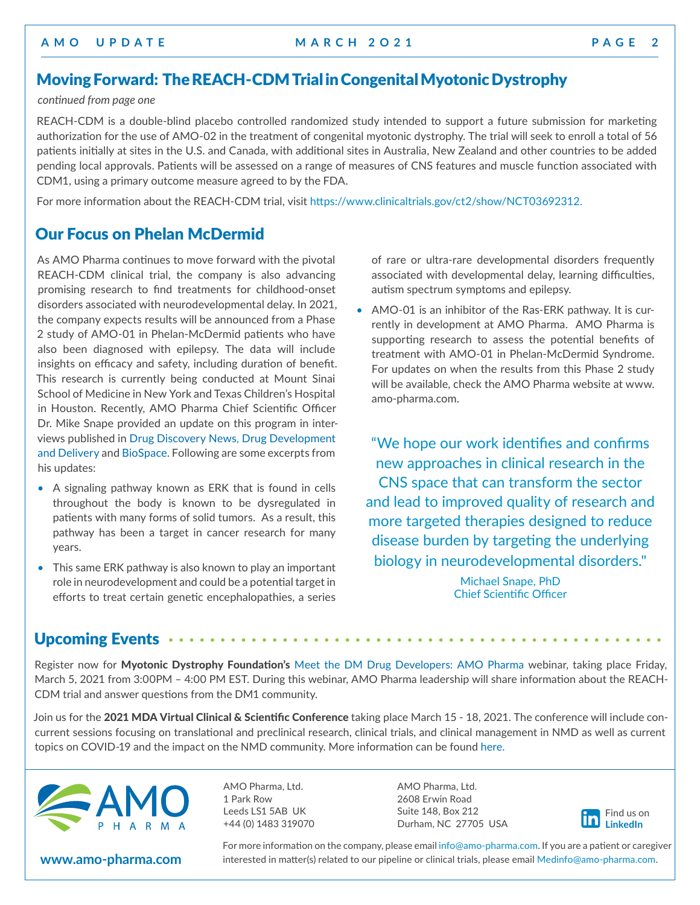## Moving Forward: The REACH-CDM Trial in Congenital Myotonic Dystrophy

*continued from page one*

REACH-CDM is a double-blind placebo controlled randomized study intended to support a future submission for marketing authorization for the use of AMO-02 in the treatment of congenital myotonic dystrophy. The trial will seek to enroll a total of 56 patients initially at sites in the U.S. and Canada, with additional sites in Australia, New Zealand and other countries to be added pending local approvals. Patients will be assessed on a range of measures of CNS features and muscle function associated with CDM1, using a primary outcome measure agreed to by the FDA.

For more information about the REACH-CDM trial, visit https://www.clinicaltrials.gov/ct2/show/NCT03692312.

## Our Focus on Phelan McDermid

As AMO Pharma continues to move forward with the pivotal REACH-CDM clinical trial, the company is also advancing promising research to find treatments for childhood-onset disorders associated with neurodevelopmental delay. In 2021, the company expects results will be announced from a Phase 2 study of AMO-01 in Phelan-McDermid patients who have also been diagnosed with epilepsy. The data will include insights on efficacy and safety, including duration of benefit. This research is currently being conducted at Mount Sinai School of Medicine in New York and Texas Children's Hospital in Houston. Recently, AMO Pharma Chief Scientific Officer Dr. Mike Snape provided an update on this program in interviews published in Drug Discovery News, Drug Development and Delivery and BioSpace. Following are some excerpts from his updates:

- A signaling pathway known as ERK that is found in cells throughout the body is known to be dysregulated in patients with many forms of solid tumors. As a result, this pathway has been a target in cancer research for many years.
- This same ERK pathway is also known to play an important role in neurodevelopment and could be a potential target in efforts to treat certain genetic encephalopathies, a series of rare or ultra-rare developmental disorders frequently associated with developmental delay, learning difficulties, autism spectrum symptoms and epilepsy.
- AMO-01 is an inhibitor of the Ras-ERK pathway. It is currently in development at AMO Pharma. AMO Pharma is supporting research to assess the potential benefits of treatment with AMO-01 in Phelan-McDermid Syndrome. For updates on when the results from this Phase 2 study will be available, check the AMO Pharma website at www.amo-pharma.com.

> "We hope our work identifies and confirms new approaches in clinical research in the CNS space that can transform the sector and lead to improved quality of research and more targeted therapies designed to reduce disease burden by targeting the underlying biology in neurodevelopmental disorders."
>
> Michael Snape, PhD
> Chief Scientific Officer

## Upcoming Events

Register now for **Myotonic Dystrophy Foundation's** Meet the DM Drug Developers: AMO Pharma webinar, taking place Friday, March 5, 2021 from 3:00PM – 4:00 PM EST. During this webinar, AMO Pharma leadership will share information about the REACH-CDM trial and answer questions from the DM1 community.

Join us for the **2021 MDA Virtual Clinical & Scientific Conference** taking place March 15 - 18, 2021. The conference will include concurrent sessions focusing on translational and preclinical research, clinical trials, and clinical management in NMD as well as current topics on COVID-19 and the impact on the NMD community. More information can be found here.

AMO PHARMA

AMO Pharma, Ltd.
1 Park Row
Leeds LS1 5AB UK
+44 (0) 1483 319070

AMO Pharma, Ltd.
2608 Erwin Road
Suite 148, Box 212
Durham, NC 27705 USA

Find us on **LinkedIn**

**www.amo-pharma.com**

For more information on the company, please email info@amo-pharma.com. If you are a patient or caregiver interested in matter(s) related to our pipeline or clinical trials, please email Medinfo@amo-pharma.com.